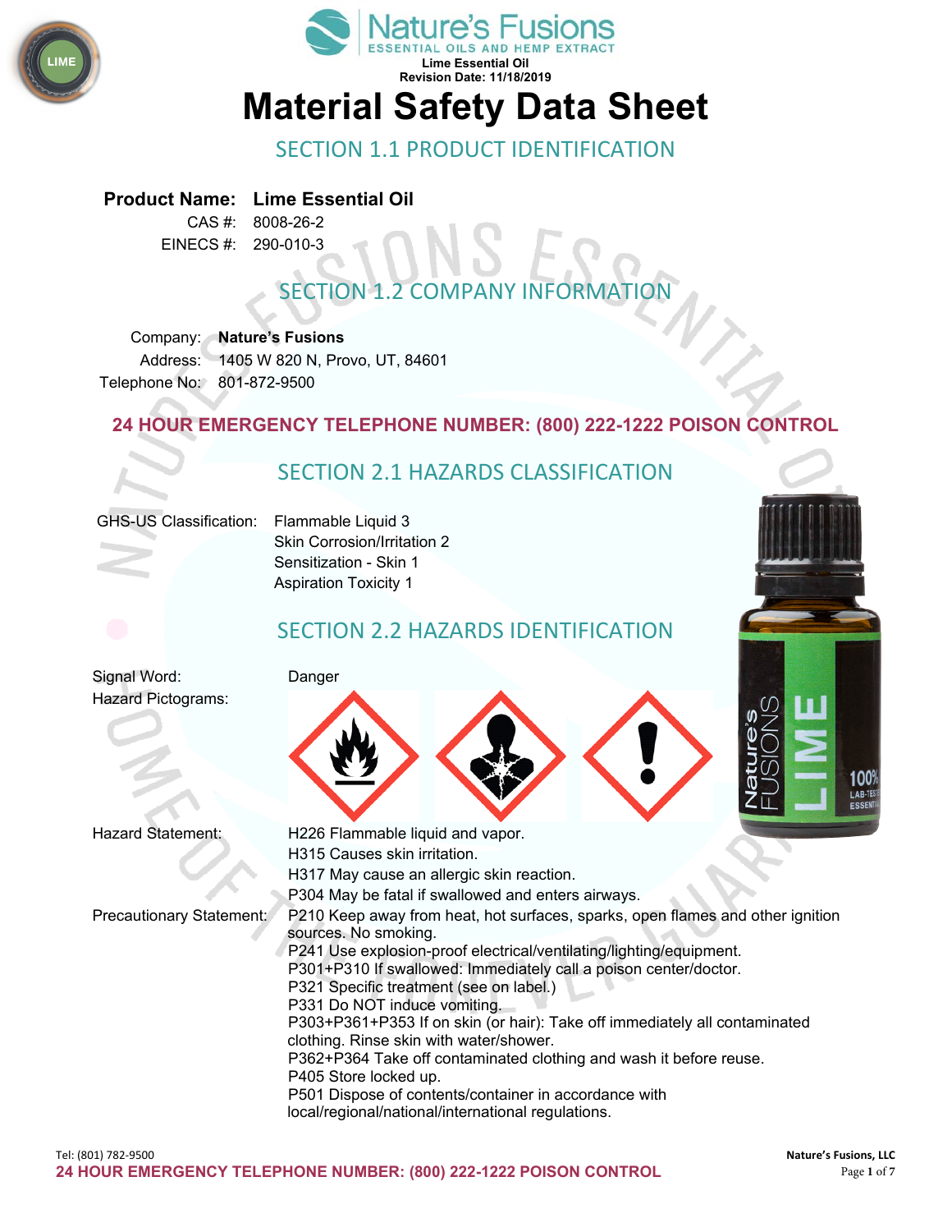Lime Essential Oil
Revision Date: 11/18/2019

# Material Safety Data Sheet

## SECTION 1.1 PRODUCT IDENTIFICATION

**Product Name:** **Lime Essential Oil**
CAS #: 8008-26-2
EINECS #: 290-010-3

## SECTION 1.2 COMPANY INFORMATION

Company: **Nature's Fusions**
Address: 1405 W 820 N, Provo, UT, 84601
Telephone No: 801-872-9500

**24 HOUR EMERGENCY TELEPHONE NUMBER: (800) 222-1222 POISON CONTROL**

## SECTION 2.1 HAZARDS CLASSIFICATION

GHS-US Classification:
Flammable Liquid 3
Skin Corrosion/Irritation 2
Sensitization - Skin 1
Aspiration Toxicity 1

## SECTION 2.2 HAZARDS IDENTIFICATION

Signal Word: Danger

Hazard Pictograms:

Hazard Statement:
H226 Flammable liquid and vapor.
H315 Causes skin irritation.
H317 May cause an allergic skin reaction.
P304 May be fatal if swallowed and enters airways.

Precautionary Statement:
P210 Keep away from heat, hot surfaces, sparks, open flames and other ignition sources. No smoking.
P241 Use explosion-proof electrical/ventilating/lighting/equipment.
P301+P310 If swallowed: Immediately call a poison center/doctor.
P321 Specific treatment (see on label.)
P331 Do NOT induce vomiting.
P303+P361+P353 If on skin (or hair): Take off immediately all contaminated clothing. Rinse skin with water/shower.
P362+P364 Take off contaminated clothing and wash it before reuse.
P405 Store locked up.
P501 Dispose of contents/container in accordance with local/regional/national/international regulations.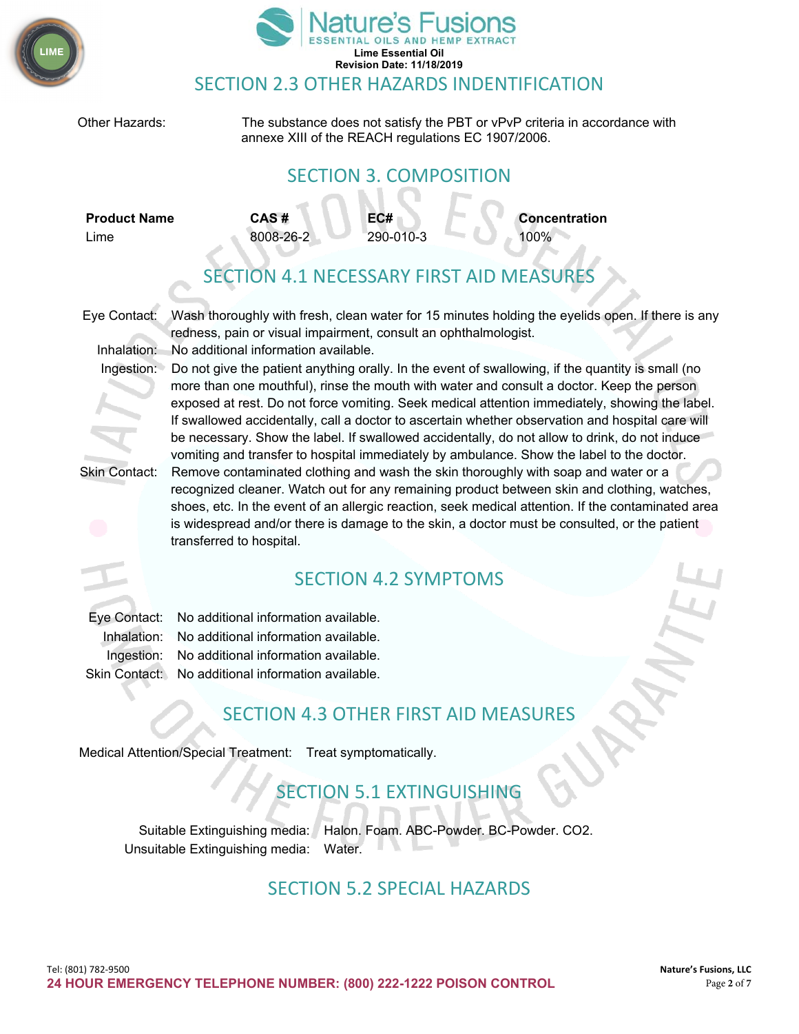## SECTION 2.3 OTHER HAZARDS INDENTIFICATION

Other Hazards: The substance does not satisfy the PBT or vPvP criteria in accordance with annexe XIII of the REACH regulations EC 1907/2006.

## SECTION 3. COMPOSITION

| Product Name | CAS # | EC# | Concentration |
|---|---|---|---|
| Lime | 8008-26-2 | 290-010-3 | 100% |

## SECTION 4.1 NECESSARY FIRST AID MEASURES

Eye Contact: Wash thoroughly with fresh, clean water for 15 minutes holding the eyelids open. If there is any redness, pain or visual impairment, consult an ophthalmologist.

Inhalation: No additional information available.

Ingestion: Do not give the patient anything orally. In the event of swallowing, if the quantity is small (no more than one mouthful), rinse the mouth with water and consult a doctor. Keep the person exposed at rest. Do not force vomiting. Seek medical attention immediately, showing the label. If swallowed accidentally, call a doctor to ascertain whether observation and hospital care will be necessary. Show the label. If swallowed accidentally, do not allow to drink, do not induce vomiting and transfer to hospital immediately by ambulance. Show the label to the doctor.

Skin Contact: Remove contaminated clothing and wash the skin thoroughly with soap and water or a recognized cleaner. Watch out for any remaining product between skin and clothing, watches, shoes, etc. In the event of an allergic reaction, seek medical attention. If the contaminated area is widespread and/or there is damage to the skin, a doctor must be consulted, or the patient transferred to hospital.

## SECTION 4.2 SYMPTOMS

Eye Contact: No additional information available.

Inhalation: No additional information available.

Ingestion: No additional information available.

Skin Contact: No additional information available.

## SECTION 4.3 OTHER FIRST AID MEASURES

Medical Attention/Special Treatment: Treat symptomatically.

## SECTION 5.1 EXTINGUISHING

Suitable Extinguishing media: Halon. Foam. ABC-Powder. BC-Powder. $CO_2$.

Unsuitable Extinguishing media: Water.

## SECTION 5.2 SPECIAL HAZARDS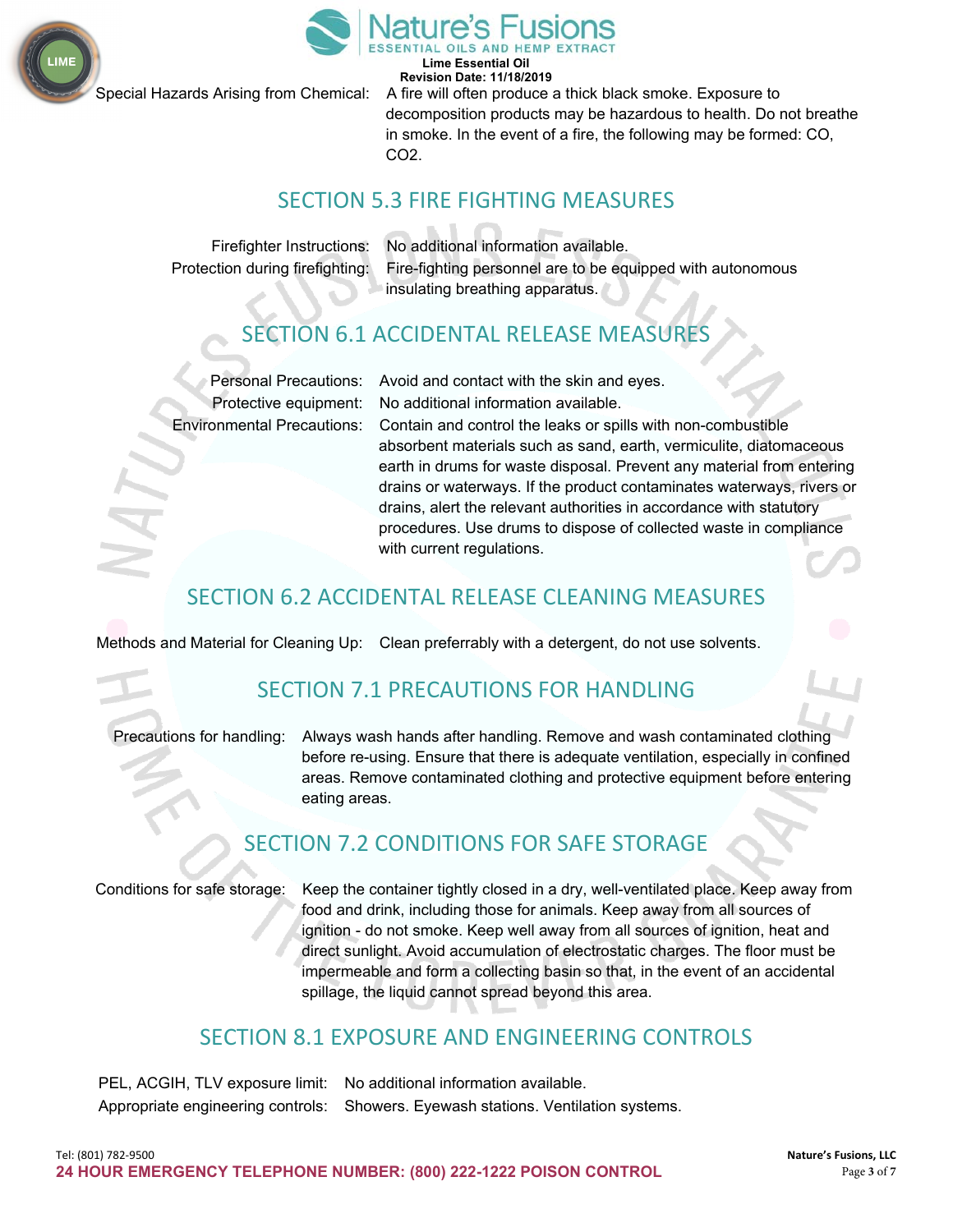Special Hazards Arising from Chemical: A fire will often produce a thick black smoke. Exposure to decomposition products may be hazardous to health. Do not breathe in smoke. In the event of a fire, the following may be formed: CO, $CO_2$.

## SECTION 5.3 FIRE FIGHTING MEASURES

Firefighter Instructions: No additional information available.

Protection during firefighting: Fire-fighting personnel are to be equipped with autonomous insulating breathing apparatus.

## SECTION 6.1 ACCIDENTAL RELEASE MEASURES

Personal Precautions: Avoid and contact with the skin and eyes.

Protective equipment: No additional information available.

Environmental Precautions: Contain and control the leaks or spills with non-combustible absorbent materials such as sand, earth, vermiculite, diatomaceous earth in drums for waste disposal. Prevent any material from entering drains or waterways. If the product contaminates waterways, rivers or drains, alert the relevant authorities in accordance with statutory procedures. Use drums to dispose of collected waste in compliance with current regulations.

## SECTION 6.2 ACCIDENTAL RELEASE CLEANING MEASURES

Methods and Material for Cleaning Up: Clean preferrably with a detergent, do not use solvents.

## SECTION 7.1 PRECAUTIONS FOR HANDLING

Precautions for handling: Always wash hands after handling. Remove and wash contaminated clothing before re-using. Ensure that there is adequate ventilation, especially in confined areas. Remove contaminated clothing and protective equipment before entering eating areas.

## SECTION 7.2 CONDITIONS FOR SAFE STORAGE

Conditions for safe storage: Keep the container tightly closed in a dry, well-ventilated place. Keep away from food and drink, including those for animals. Keep away from all sources of ignition - do not smoke. Keep well away from all sources of ignition, heat and direct sunlight. Avoid accumulation of electrostatic charges. The floor must be impermeable and form a collecting basin so that, in the event of an accidental spillage, the liquid cannot spread beyond this area.

## SECTION 8.1 EXPOSURE AND ENGINEERING CONTROLS

PEL, ACGIH, TLV exposure limit: No additional information available.

Appropriate engineering controls: Showers. Eyewash stations. Ventilation systems.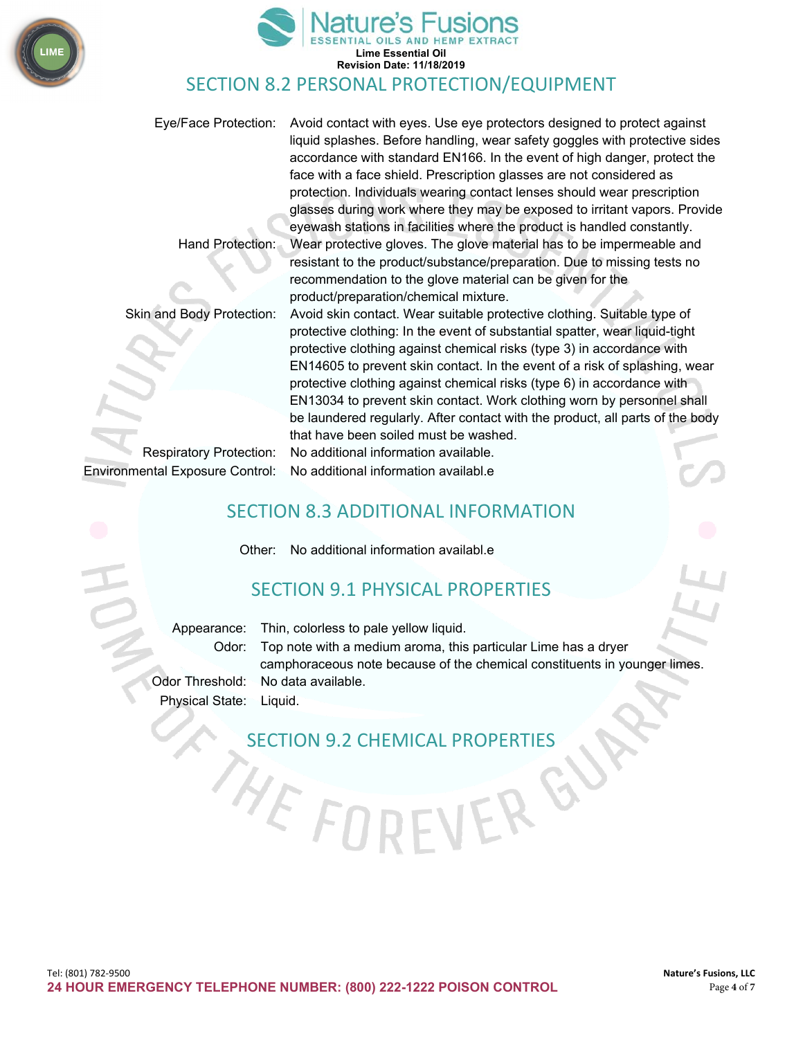## SECTION 8.2 PERSONAL PROTECTION/EQUIPMENT

Eye/Face Protection: Avoid contact with eyes. Use eye protectors designed to protect against liquid splashes. Before handling, wear safety goggles with protective sides accordance with standard EN166. In the event of high danger, protect the face with a face shield. Prescription glasses are not considered as protection. Individuals wearing contact lenses should wear prescription glasses during work where they may be exposed to irritant vapors. Provide eyewash stations in facilities where the product is handled constantly.

Hand Protection: Wear protective gloves. The glove material has to be impermeable and resistant to the product/substance/preparation. Due to missing tests no recommendation to the glove material can be given for the product/preparation/chemical mixture.

Skin and Body Protection: Avoid skin contact. Wear suitable protective clothing. Suitable type of protective clothing: In the event of substantial spatter, wear liquid-tight protective clothing against chemical risks (type 3) in accordance with EN14605 to prevent skin contact. In the event of a risk of splashing, wear protective clothing against chemical risks (type 6) in accordance with EN13034 to prevent skin contact. Work clothing worn by personnel shall be laundered regularly. After contact with the product, all parts of the body that have been soiled must be washed.

Respiratory Protection: No additional information available.

Environmental Exposure Control: No additional information availabl.e

## SECTION 8.3 ADDITIONAL INFORMATION

Other: No additional information availabl.e

## SECTION 9.1 PHYSICAL PROPERTIES

Appearance: Thin, colorless to pale yellow liquid.

Odor: Top note with a medium aroma, this particular Lime has a dryer camphoraceous note because of the chemical constituents in younger limes.

Odor Threshold: No data available.

Physical State: Liquid.

## SECTION 9.2 CHEMICAL PROPERTIES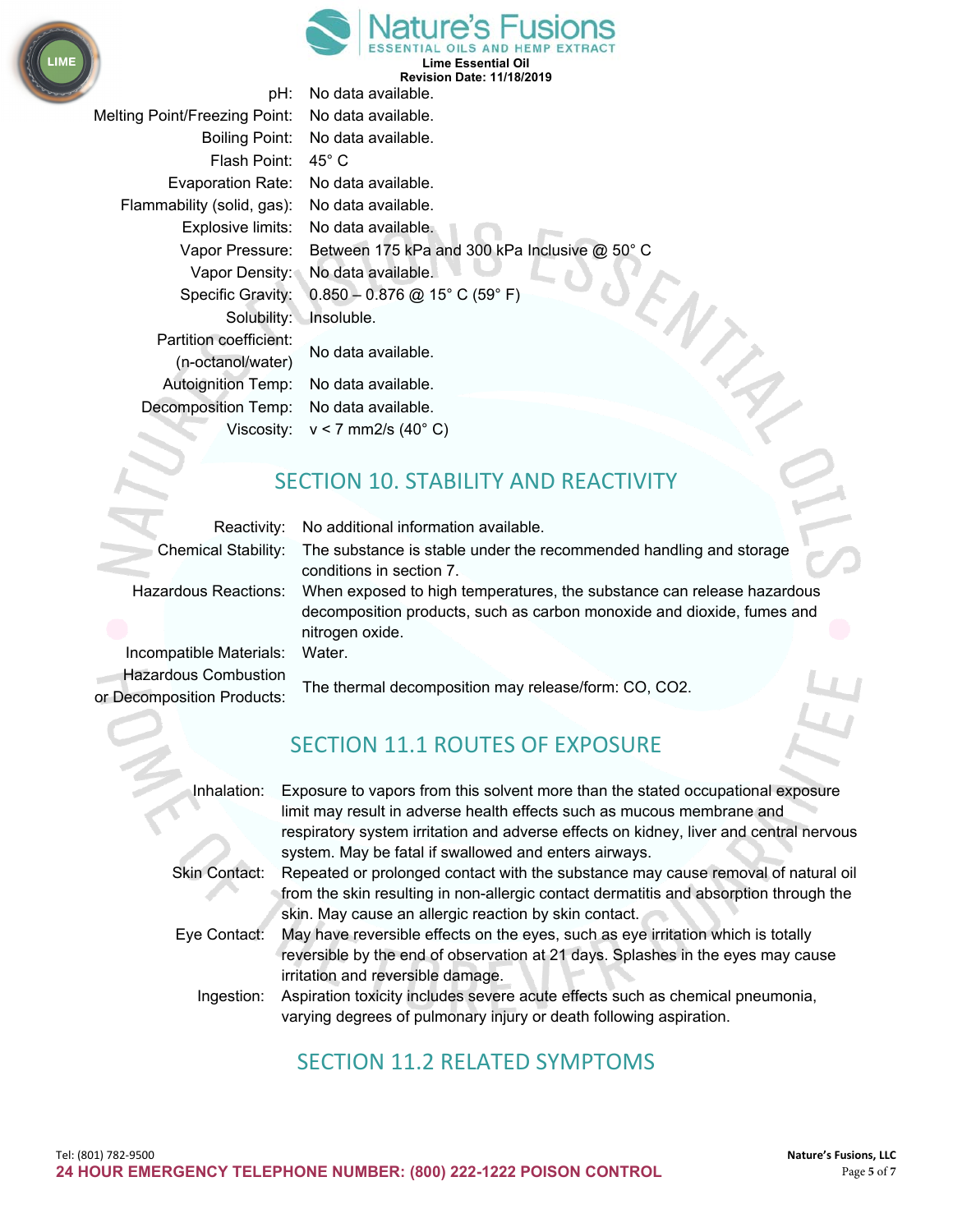| | |
|---|---|
| pH: | No data available. |
| Melting Point/Freezing Point: | No data available. |
| Boiling Point: | No data available. |
| Flash Point: | 45° C |
| Evaporation Rate: | No data available. |
| Flammability (solid, gas): | No data available. |
| Explosive limits: | No data available. |
| Vapor Pressure: | Between 175 kPa and 300 kPa Inclusive @ 50° C |
| Vapor Density: | No data available. |
| Specific Gravity: | 0.850 – 0.876 @ 15° C (59° F) |
| Solubility: | Insoluble. |
| Partition coefficient: (n-octanol/water) | No data available. |
| Autoignition Temp: | No data available. |
| Decomposition Temp: | No data available. |
| Viscosity: | v < 7 mm2/s (40° C) |

## SECTION 10. STABILITY AND REACTIVITY

| | |
|---|---|
| Reactivity: | No additional information available. |
| Chemical Stability: | The substance is stable under the recommended handling and storage conditions in section 7. |
| Hazardous Reactions: | When exposed to high temperatures, the substance can release hazardous decomposition products, such as carbon monoxide and dioxide, fumes and nitrogen oxide. |
| Incompatible Materials: | Water. |
| Hazardous Combustion or Decomposition Products: | The thermal decomposition may release/form: CO, $CO_2$. |

## SECTION 11.1 ROUTES OF EXPOSURE

| | |
|---|---|
| Inhalation: | Exposure to vapors from this solvent more than the stated occupational exposure limit may result in adverse health effects such as mucous membrane and respiratory system irritation and adverse effects on kidney, liver and central nervous system. May be fatal if swallowed and enters airways. |
| Skin Contact: | Repeated or prolonged contact with the substance may cause removal of natural oil from the skin resulting in non-allergic contact dermatitis and absorption through the skin. May cause an allergic reaction by skin contact. |
| Eye Contact: | May have reversible effects on the eyes, such as eye irritation which is totally reversible by the end of observation at 21 days. Splashes in the eyes may cause irritation and reversible damage. |
| Ingestion: | Aspiration toxicity includes severe acute effects such as chemical pneumonia, varying degrees of pulmonary injury or death following aspiration. |

## SECTION 11.2 RELATED SYMPTOMS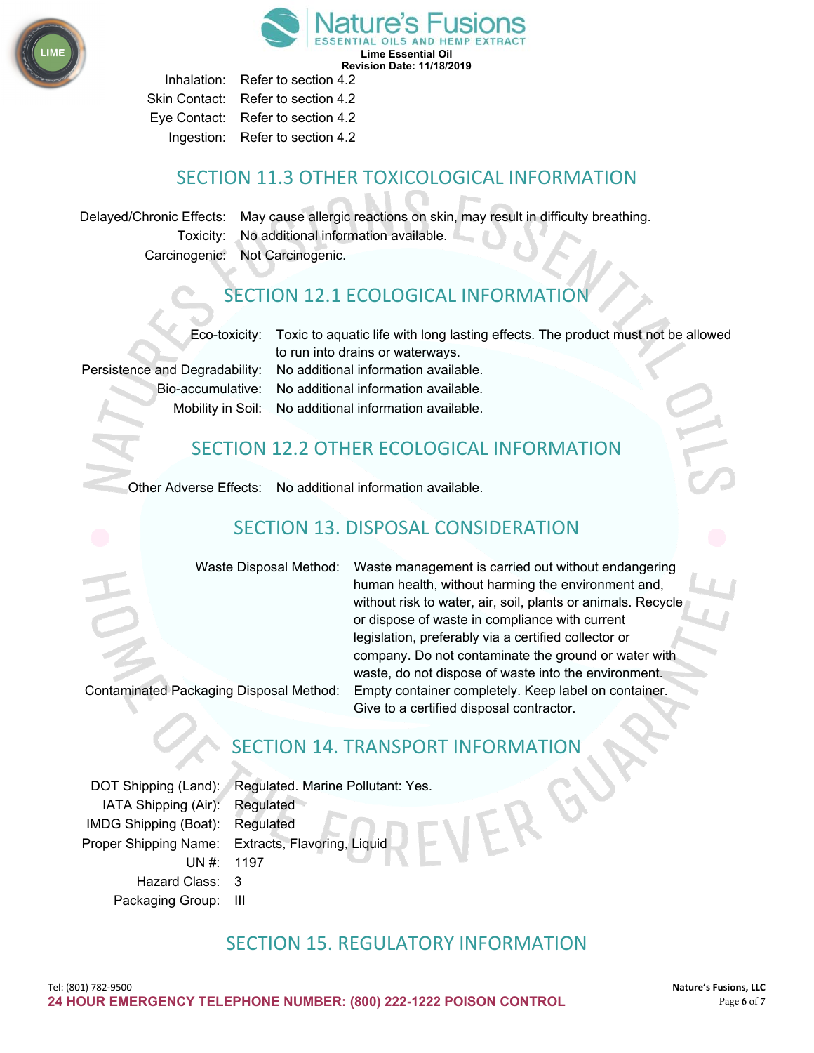Inhalation: Refer to section 4.2
Skin Contact: Refer to section 4.2
Eye Contact: Refer to section 4.2
Ingestion: Refer to section 4.2

## SECTION 11.3 OTHER TOXICOLOGICAL INFORMATION

Delayed/Chronic Effects: May cause allergic reactions on skin, may result in difficulty breathing.
Toxicity: No additional information available.
Carcinogenic: Not Carcinogenic.

## SECTION 12.1 ECOLOGICAL INFORMATION

Eco-toxicity: Toxic to aquatic life with long lasting effects. The product must not be allowed to run into drains or waterways.
Persistence and Degradability: No additional information available.
Bio-accumulative: No additional information available.
Mobility in Soil: No additional information available.

## SECTION 12.2 OTHER ECOLOGICAL INFORMATION

Other Adverse Effects: No additional information available.

## SECTION 13. DISPOSAL CONSIDERATION

Waste Disposal Method: Waste management is carried out without endangering human health, without harming the environment and, without risk to water, air, soil, plants or animals. Recycle or dispose of waste in compliance with current legislation, preferably via a certified collector or company. Do not contaminate the ground or water with waste, do not dispose of waste into the environment.
Contaminated Packaging Disposal Method: Empty container completely. Keep label on container. Give to a certified disposal contractor.

## SECTION 14. TRANSPORT INFORMATION

DOT Shipping (Land): Regulated. Marine Pollutant: Yes.
IATA Shipping (Air): Regulated
IMDG Shipping (Boat): Regulated
Proper Shipping Name: Extracts, Flavoring, Liquid
UN #: 1197
Hazard Class: 3
Packaging Group: III

## SECTION 15. REGULATORY INFORMATION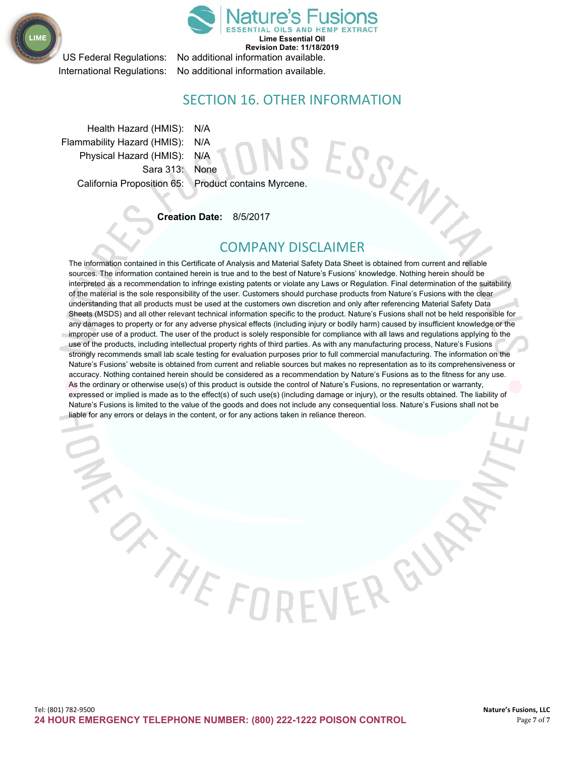US Federal Regulations: No additional information available.

International Regulations: No additional information available.

## SECTION 16. OTHER INFORMATION

Health Hazard (HMIS): N/A

Flammability Hazard (HMIS): N/A

Physical Hazard (HMIS): N/A

Sara 313: None

California Proposition 65: Product contains Myrcene.

**Creation Date:** 8/5/2017

## COMPANY DISCLAIMER

The information contained in this Certificate of Analysis and Material Safety Data Sheet is obtained from current and reliable sources. The information contained herein is true and to the best of Nature's Fusions' knowledge. Nothing herein should be interpreted as a recommendation to infringe existing patents or violate any Laws or Regulation. Final determination of the suitability of the material is the sole responsibility of the user. Customers should purchase products from Nature's Fusions with the clear understanding that all products must be used at the customers own discretion and only after referencing Material Safety Data Sheets (MSDS) and all other relevant technical information specific to the product. Nature's Fusions shall not be held responsible for any damages to property or for any adverse physical effects (including injury or bodily harm) caused by insufficient knowledge or the improper use of a product. The user of the product is solely responsible for compliance with all laws and regulations applying to the use of the products, including intellectual property rights of third parties. As with any manufacturing process, Nature's Fusions strongly recommends small lab scale testing for evaluation purposes prior to full commercial manufacturing. The information on the Nature's Fusions' website is obtained from current and reliable sources but makes no representation as to its comprehensiveness or accuracy. Nothing contained herein should be considered as a recommendation by Nature's Fusions as to the fitness for any use. As the ordinary or otherwise use(s) of this product is outside the control of Nature's Fusions, no representation or warranty, expressed or implied is made as to the effect(s) of such use(s) (including damage or injury), or the results obtained. The liability of Nature's Fusions is limited to the value of the goods and does not include any consequential loss. Nature's Fusions shall not be liable for any errors or delays in the content, or for any actions taken in reliance thereon.